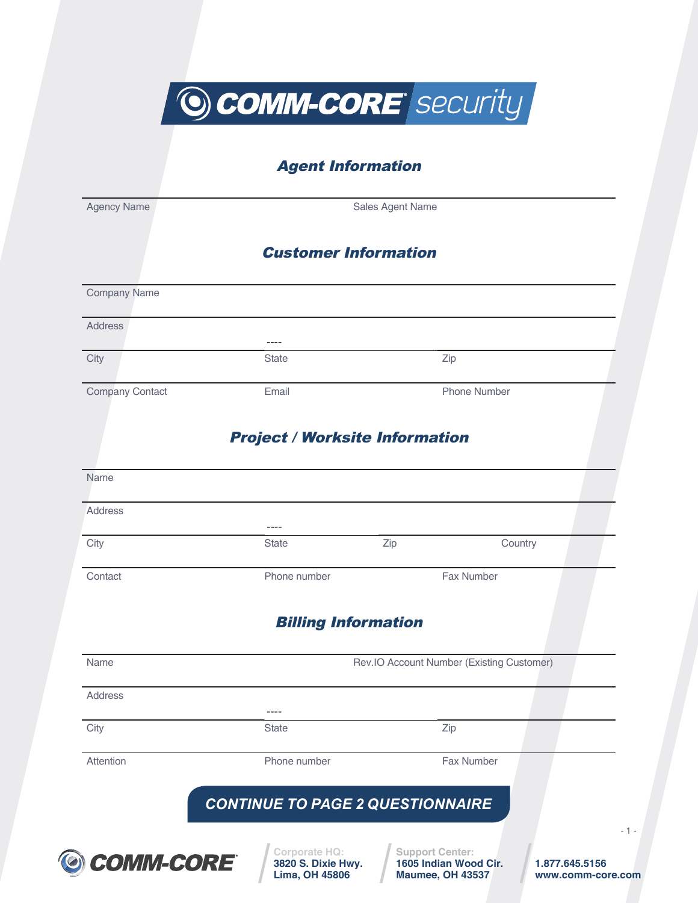# COMM-CORE security

## Agent Information

| Agency Name | Sales Agent Name |
|---|---|

## Customer Information

Company Name

Address

----

| City | State | Zip |
|---|---|---|
| **Company Contact** | **Email** | **Phone Number** |

## Project / Worksite Information

Name

Address

----

| City | State | Zip | Country |
|---|---|---|---|

| Contact | Phone number | Fax Number |
|---|---|---|

## Billing Information

| Name | Rev.IO Account Number (Existing Customer) |
|---|---|

Address

----

| City | State | Zip |
|---|---|---|
| **Attention** | **Phone number** | **Fax Number** |

**CONTINUE TO PAGE 2 QUESTIONNAIRE**

COMM-CORE

Corporate HQ:
**3820 S. Dixie Hwy.**
**Lima, OH 45806**

Support Center:
**1605 Indian Wood Cir.**
**Maumee, OH 43537**

**1.877.645.5156**
**www.comm-core.com**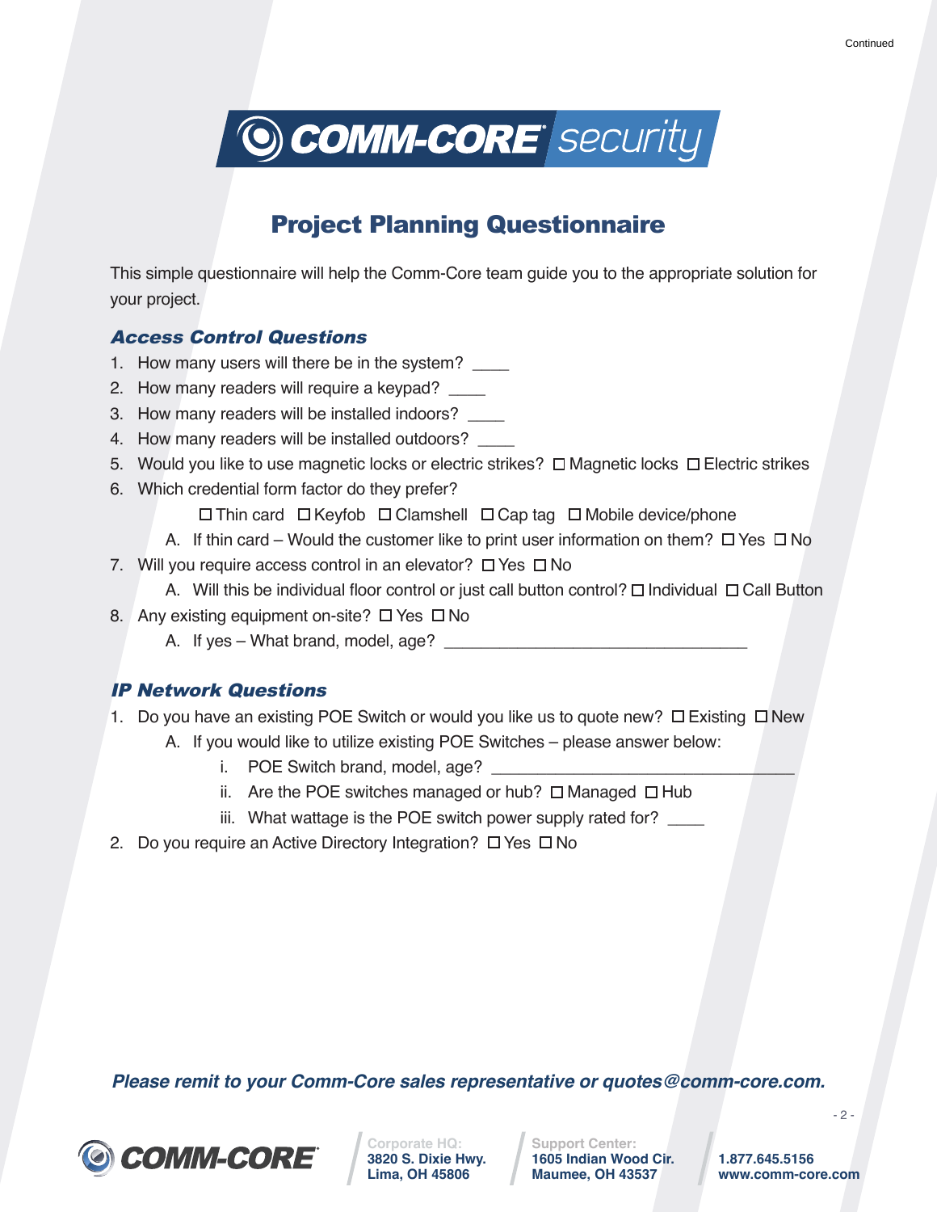# COMM-CORE security

## Project Planning Questionnaire

This simple questionnaire will help the Comm-Core team guide you to the appropriate solution for your project.

### *Access Control Questions*

1. How many users will there be in the system? ____
2. How many readers will require a keypad? ____
3. How many readers will be installed indoors? ____
4. How many readers will be installed outdoors? ____
5. Would you like to use magnetic locks or electric strikes? ☐ Magnetic locks ☐ Electric strikes
6. Which credential form factor do they prefer?

   ☐ Thin card ☐ Keyfob ☐ Clamshell ☐ Cap tag ☐ Mobile device/phone

   A. If thin card – Would the customer like to print user information on them? ☐ Yes ☐ No
7. Will you require access control in an elevator? ☐ Yes ☐ No
   A. Will this be individual floor control or just call button control? ☐ Individual ☐ Call Button
8. Any existing equipment on-site? ☐ Yes ☐ No
   A. If yes – What brand, model, age? ___________________________________

### *IP Network Questions*

1. Do you have an existing POE Switch or would you like us to quote new? ☐ Existing ☐ New
   A. If you would like to utilize existing POE Switches – please answer below:
      i. POE Switch brand, model, age? ___________________________________
      ii. Are the POE switches managed or hub? ☐ Managed ☐ Hub
      iii. What wattage is the POE switch power supply rated for? ____
2. Do you require an Active Directory Integration? ☐ Yes ☐ No

***Please remit to your Comm-Core sales representative or quotes@comm-core.com.***

COMM-CORE

Corporate HQ:
**3820 S. Dixie Hwy.**
**Lima, OH 45806**

Support Center:
**1605 Indian Wood Cir.**
**Maumee, OH 43537**

**1.877.645.5156**
**www.comm-core.com**